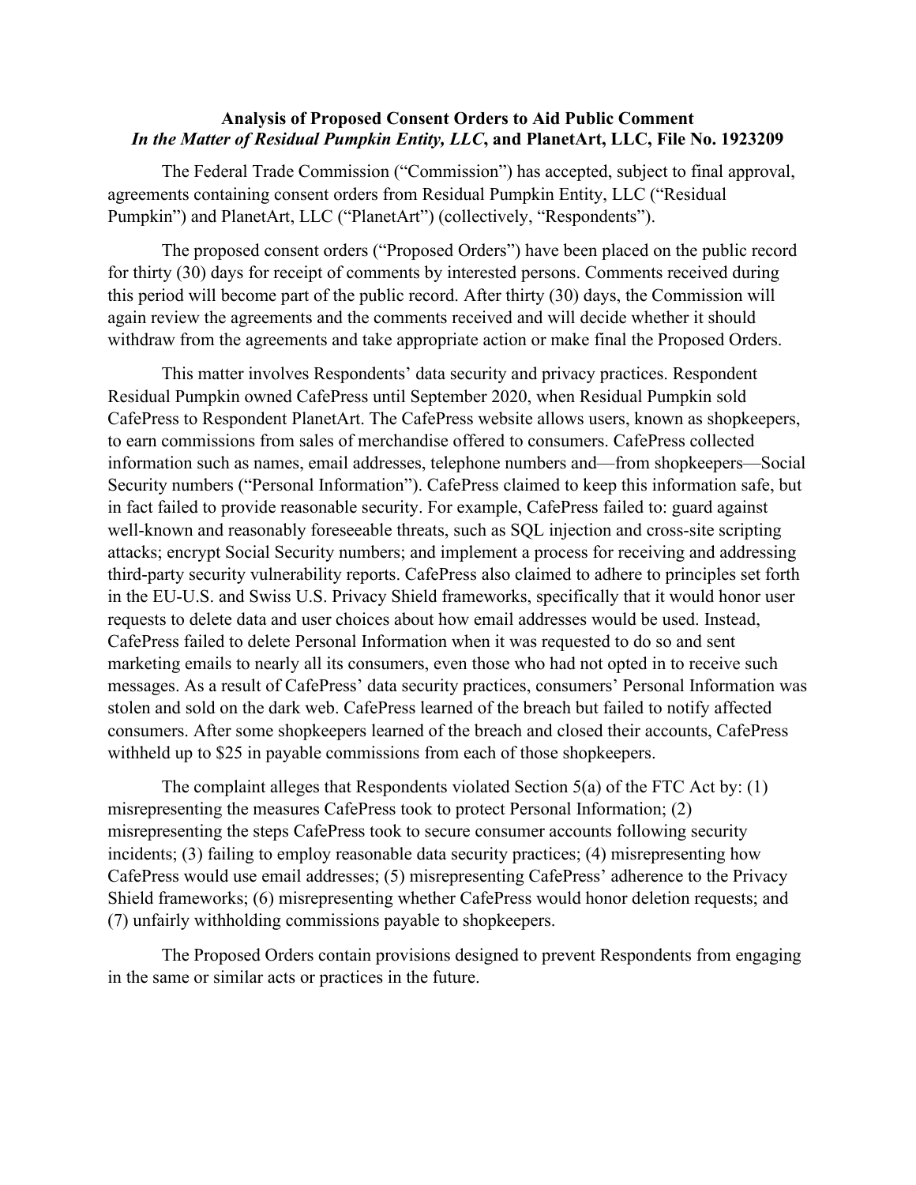**Analysis of Proposed Consent Orders to Aid Public Comment**
***In the Matter of Residual Pumpkin Entity, LLC*, and PlanetArt, LLC, File No. 1923209**

The Federal Trade Commission ("Commission") has accepted, subject to final approval, agreements containing consent orders from Residual Pumpkin Entity, LLC ("Residual Pumpkin") and PlanetArt, LLC ("PlanetArt") (collectively, "Respondents").

The proposed consent orders ("Proposed Orders") have been placed on the public record for thirty (30) days for receipt of comments by interested persons. Comments received during this period will become part of the public record. After thirty (30) days, the Commission will again review the agreements and the comments received and will decide whether it should withdraw from the agreements and take appropriate action or make final the Proposed Orders.

This matter involves Respondents' data security and privacy practices. Respondent Residual Pumpkin owned CafePress until September 2020, when Residual Pumpkin sold CafePress to Respondent PlanetArt. The CafePress website allows users, known as shopkeepers, to earn commissions from sales of merchandise offered to consumers. CafePress collected information such as names, email addresses, telephone numbers and—from shopkeepers—Social Security numbers ("Personal Information"). CafePress claimed to keep this information safe, but in fact failed to provide reasonable security. For example, CafePress failed to: guard against well-known and reasonably foreseeable threats, such as SQL injection and cross-site scripting attacks; encrypt Social Security numbers; and implement a process for receiving and addressing third-party security vulnerability reports. CafePress also claimed to adhere to principles set forth in the EU-U.S. and Swiss U.S. Privacy Shield frameworks, specifically that it would honor user requests to delete data and user choices about how email addresses would be used. Instead, CafePress failed to delete Personal Information when it was requested to do so and sent marketing emails to nearly all its consumers, even those who had not opted in to receive such messages. As a result of CafePress' data security practices, consumers' Personal Information was stolen and sold on the dark web. CafePress learned of the breach but failed to notify affected consumers. After some shopkeepers learned of the breach and closed their accounts, CafePress withheld up to $25 in payable commissions from each of those shopkeepers.

The complaint alleges that Respondents violated Section 5(a) of the FTC Act by: (1) misrepresenting the measures CafePress took to protect Personal Information; (2) misrepresenting the steps CafePress took to secure consumer accounts following security incidents; (3) failing to employ reasonable data security practices; (4) misrepresenting how CafePress would use email addresses; (5) misrepresenting CafePress' adherence to the Privacy Shield frameworks; (6) misrepresenting whether CafePress would honor deletion requests; and (7) unfairly withholding commissions payable to shopkeepers.

The Proposed Orders contain provisions designed to prevent Respondents from engaging in the same or similar acts or practices in the future.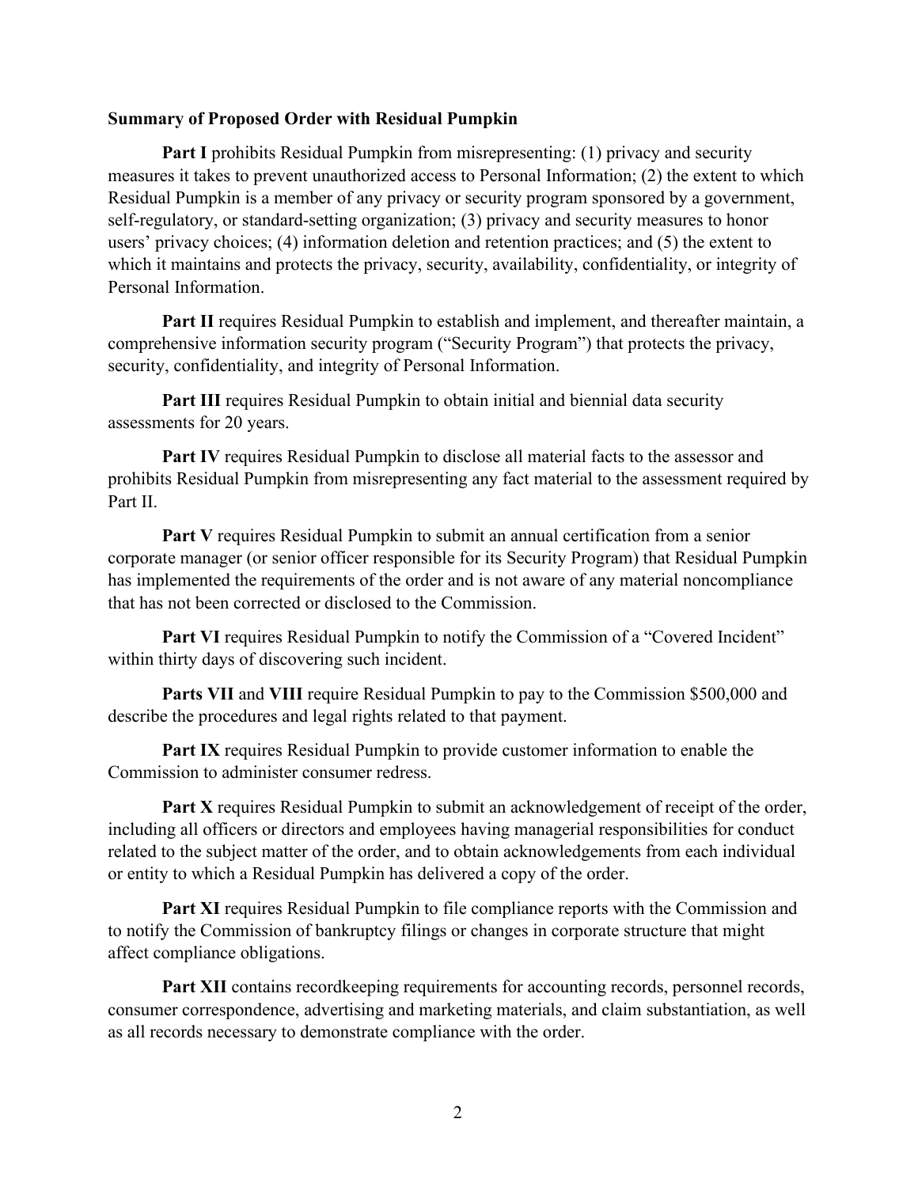**Summary of Proposed Order with Residual Pumpkin**

**Part I** prohibits Residual Pumpkin from misrepresenting: (1) privacy and security measures it takes to prevent unauthorized access to Personal Information; (2) the extent to which Residual Pumpkin is a member of any privacy or security program sponsored by a government, self-regulatory, or standard-setting organization; (3) privacy and security measures to honor users' privacy choices; (4) information deletion and retention practices; and (5) the extent to which it maintains and protects the privacy, security, availability, confidentiality, or integrity of Personal Information.

**Part II** requires Residual Pumpkin to establish and implement, and thereafter maintain, a comprehensive information security program ("Security Program") that protects the privacy, security, confidentiality, and integrity of Personal Information.

**Part III** requires Residual Pumpkin to obtain initial and biennial data security assessments for 20 years.

**Part IV** requires Residual Pumpkin to disclose all material facts to the assessor and prohibits Residual Pumpkin from misrepresenting any fact material to the assessment required by Part II.

**Part V** requires Residual Pumpkin to submit an annual certification from a senior corporate manager (or senior officer responsible for its Security Program) that Residual Pumpkin has implemented the requirements of the order and is not aware of any material noncompliance that has not been corrected or disclosed to the Commission.

**Part VI** requires Residual Pumpkin to notify the Commission of a "Covered Incident" within thirty days of discovering such incident.

**Parts VII** and **VIII** require Residual Pumpkin to pay to the Commission $500,000 and describe the procedures and legal rights related to that payment.

**Part IX** requires Residual Pumpkin to provide customer information to enable the Commission to administer consumer redress.

**Part X** requires Residual Pumpkin to submit an acknowledgement of receipt of the order, including all officers or directors and employees having managerial responsibilities for conduct related to the subject matter of the order, and to obtain acknowledgements from each individual or entity to which a Residual Pumpkin has delivered a copy of the order.

**Part XI** requires Residual Pumpkin to file compliance reports with the Commission and to notify the Commission of bankruptcy filings or changes in corporate structure that might affect compliance obligations.

**Part XII** contains recordkeeping requirements for accounting records, personnel records, consumer correspondence, advertising and marketing materials, and claim substantiation, as well as all records necessary to demonstrate compliance with the order.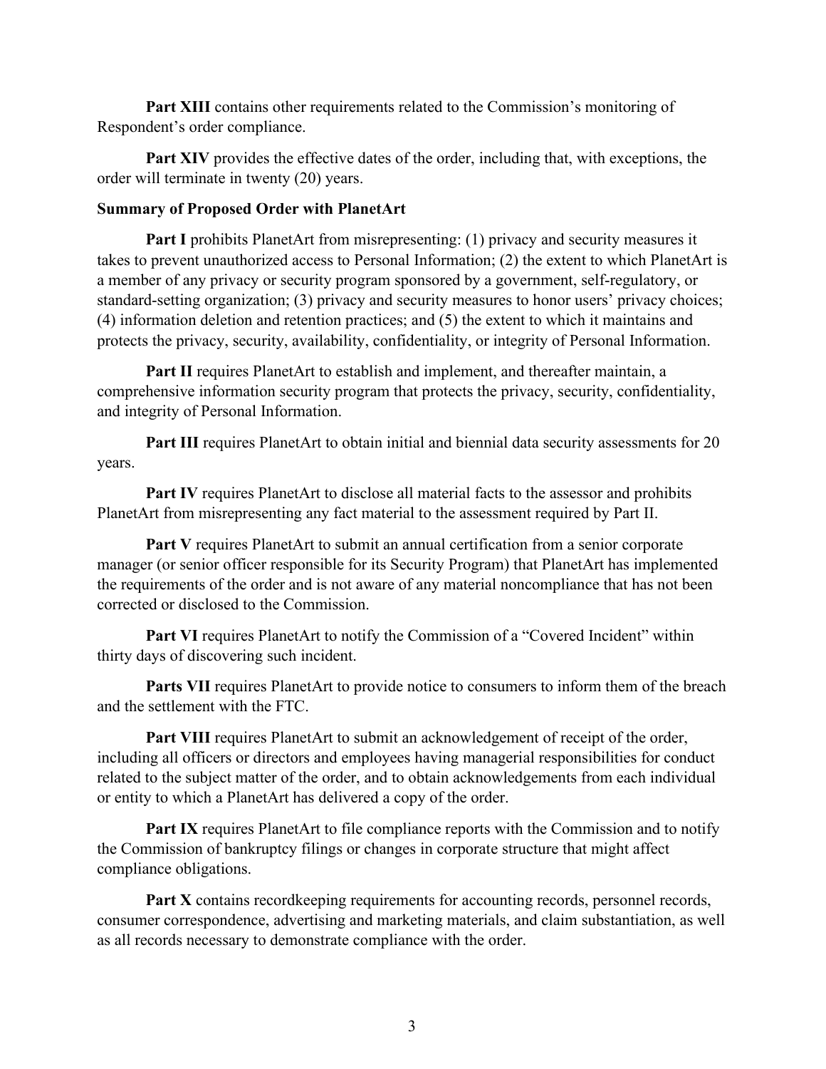**Part XIII** contains other requirements related to the Commission's monitoring of Respondent's order compliance.

**Part XIV** provides the effective dates of the order, including that, with exceptions, the order will terminate in twenty (20) years.

**Summary of Proposed Order with PlanetArt**

**Part I** prohibits PlanetArt from misrepresenting: (1) privacy and security measures it takes to prevent unauthorized access to Personal Information; (2) the extent to which PlanetArt is a member of any privacy or security program sponsored by a government, self-regulatory, or standard-setting organization; (3) privacy and security measures to honor users' privacy choices; (4) information deletion and retention practices; and (5) the extent to which it maintains and protects the privacy, security, availability, confidentiality, or integrity of Personal Information.

**Part II** requires PlanetArt to establish and implement, and thereafter maintain, a comprehensive information security program that protects the privacy, security, confidentiality, and integrity of Personal Information.

**Part III** requires PlanetArt to obtain initial and biennial data security assessments for 20 years.

**Part IV** requires PlanetArt to disclose all material facts to the assessor and prohibits PlanetArt from misrepresenting any fact material to the assessment required by Part II.

**Part V** requires PlanetArt to submit an annual certification from a senior corporate manager (or senior officer responsible for its Security Program) that PlanetArt has implemented the requirements of the order and is not aware of any material noncompliance that has not been corrected or disclosed to the Commission.

**Part VI** requires PlanetArt to notify the Commission of a "Covered Incident" within thirty days of discovering such incident.

**Parts VII** requires PlanetArt to provide notice to consumers to inform them of the breach and the settlement with the FTC.

**Part VIII** requires PlanetArt to submit an acknowledgement of receipt of the order, including all officers or directors and employees having managerial responsibilities for conduct related to the subject matter of the order, and to obtain acknowledgements from each individual or entity to which a PlanetArt has delivered a copy of the order.

**Part IX** requires PlanetArt to file compliance reports with the Commission and to notify the Commission of bankruptcy filings or changes in corporate structure that might affect compliance obligations.

**Part X** contains recordkeeping requirements for accounting records, personnel records, consumer correspondence, advertising and marketing materials, and claim substantiation, as well as all records necessary to demonstrate compliance with the order.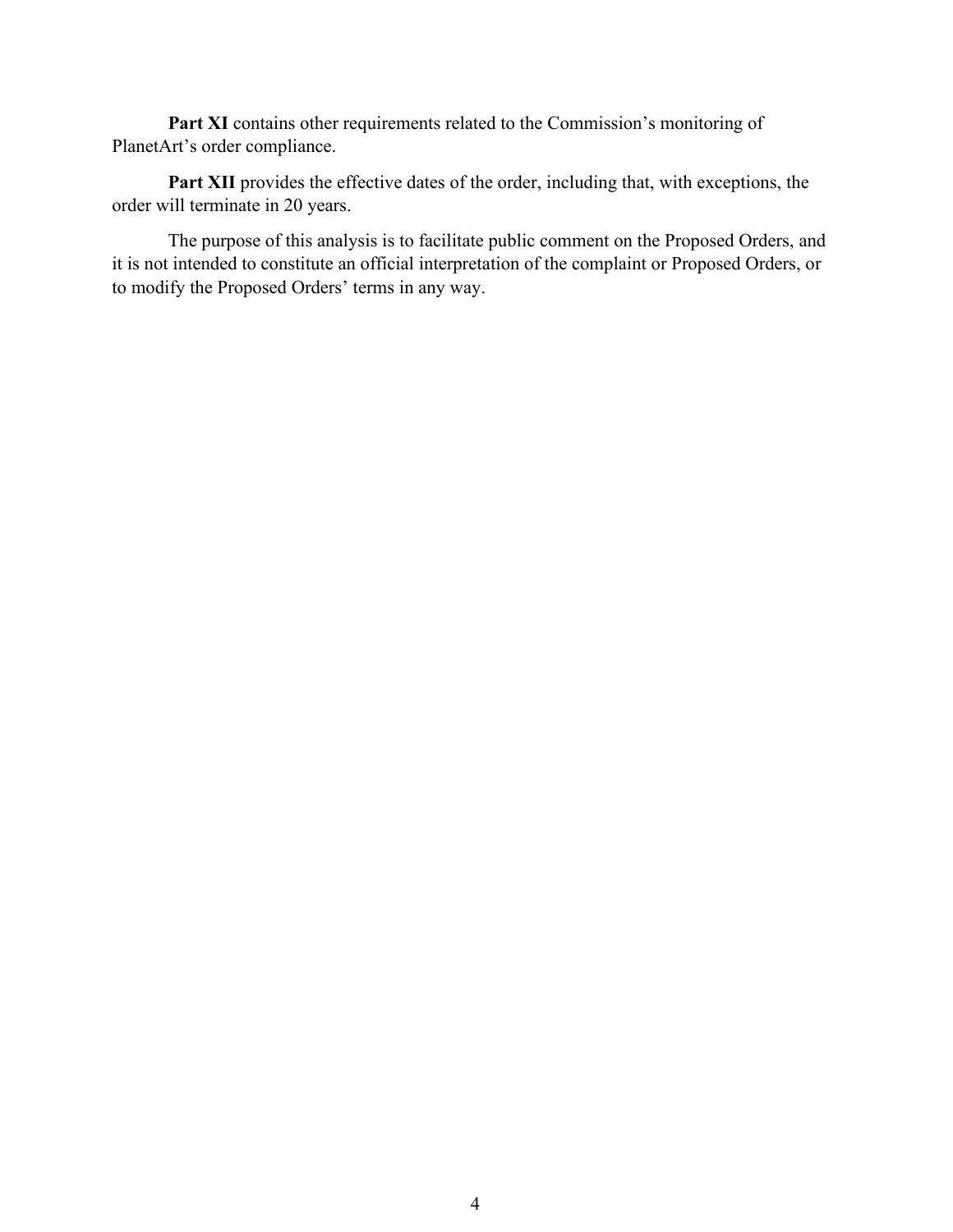**Part XI** contains other requirements related to the Commission's monitoring of PlanetArt's order compliance.

**Part XII** provides the effective dates of the order, including that, with exceptions, the order will terminate in 20 years.

The purpose of this analysis is to facilitate public comment on the Proposed Orders, and it is not intended to constitute an official interpretation of the complaint or Proposed Orders, or to modify the Proposed Orders' terms in any way.